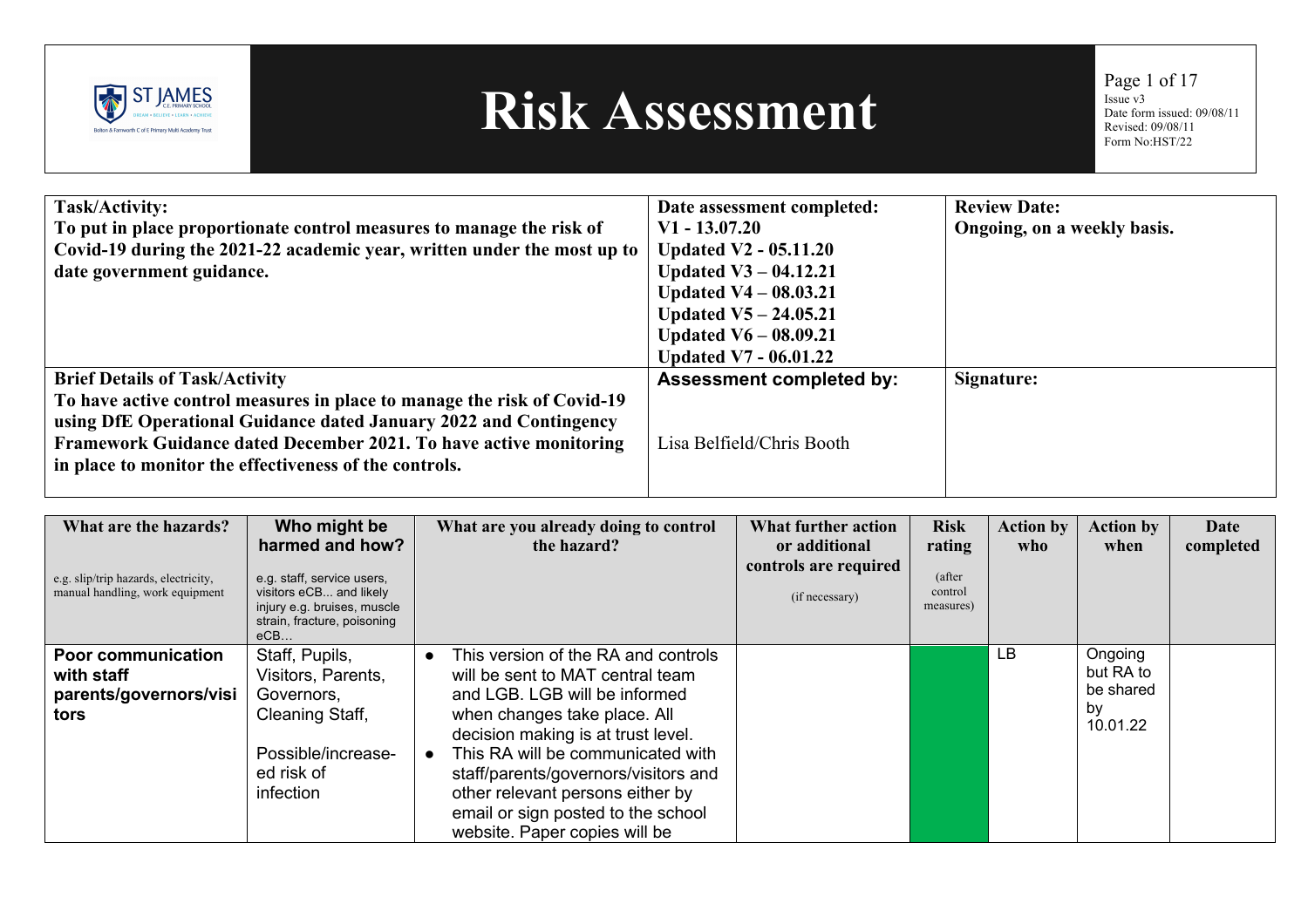# Risk Assessment

Issue v3
Date form issued: 09/08/11
Revised: 09/08/11
Form No:HST/22

| | | |
|---|---|---|
| **Task/Activity:**<br>**To put in place proportionate control measures to manage the risk of Covid-19 during the 2021-22 academic year, written under the most up to date government guidance.** | **Date assessment completed:**<br>**V1 - 13.07.20**<br>**Updated V2 - 05.11.20**<br>**Updated V3 – 04.12.21**<br>**Updated V4 – 08.03.21**<br>**Updated V5 – 24.05.21**<br>**Updated V6 – 08.09.21**<br>**Updated V7 - 06.01.22** | **Review Date:**<br>**Ongoing, on a weekly basis.** |
| **Brief Details of Task/Activity**<br>**To have active control measures in place to manage the risk of Covid-19 using DfE Operational Guidance dated January 2022 and Contingency Framework Guidance dated December 2021. To have active monitoring in place to monitor the effectiveness of the controls.** | **Assessment completed by:**<br><br>Lisa Belfield/Chris Booth | **Signature:** |

| What are the hazards?<br><br>e.g. slip/trip hazards, electricity, manual handling, work equipment | Who might be harmed and how?<br><br>e.g. staff, service users, visitors eCB... and likely injury e.g. bruises, muscle strain, fracture, poisoning eCB… | What are you already doing to control the hazard? | What further action or additional controls are required<br><br>(if necessary) | Risk rating<br><br>(after control measures) | Action by who | Action by when | Date completed |
|---|---|---|---|---|---|---|---|
| **Poor communication with staff parents/governors/visitors** | Staff, Pupils, Visitors, Parents, Governors, Cleaning Staff,<br><br>Possible/increase-ed risk of infection | • This version of the RA and controls will be sent to MAT central team and LGB. LGB will be informed when changes take place. All decision making is at trust level.<br>• This RA will be communicated with staff/parents/governors/visitors and other relevant persons either by email or sign posted to the school website. Paper copies will be | | | LB | Ongoing but RA to be shared by 10.01.22 | |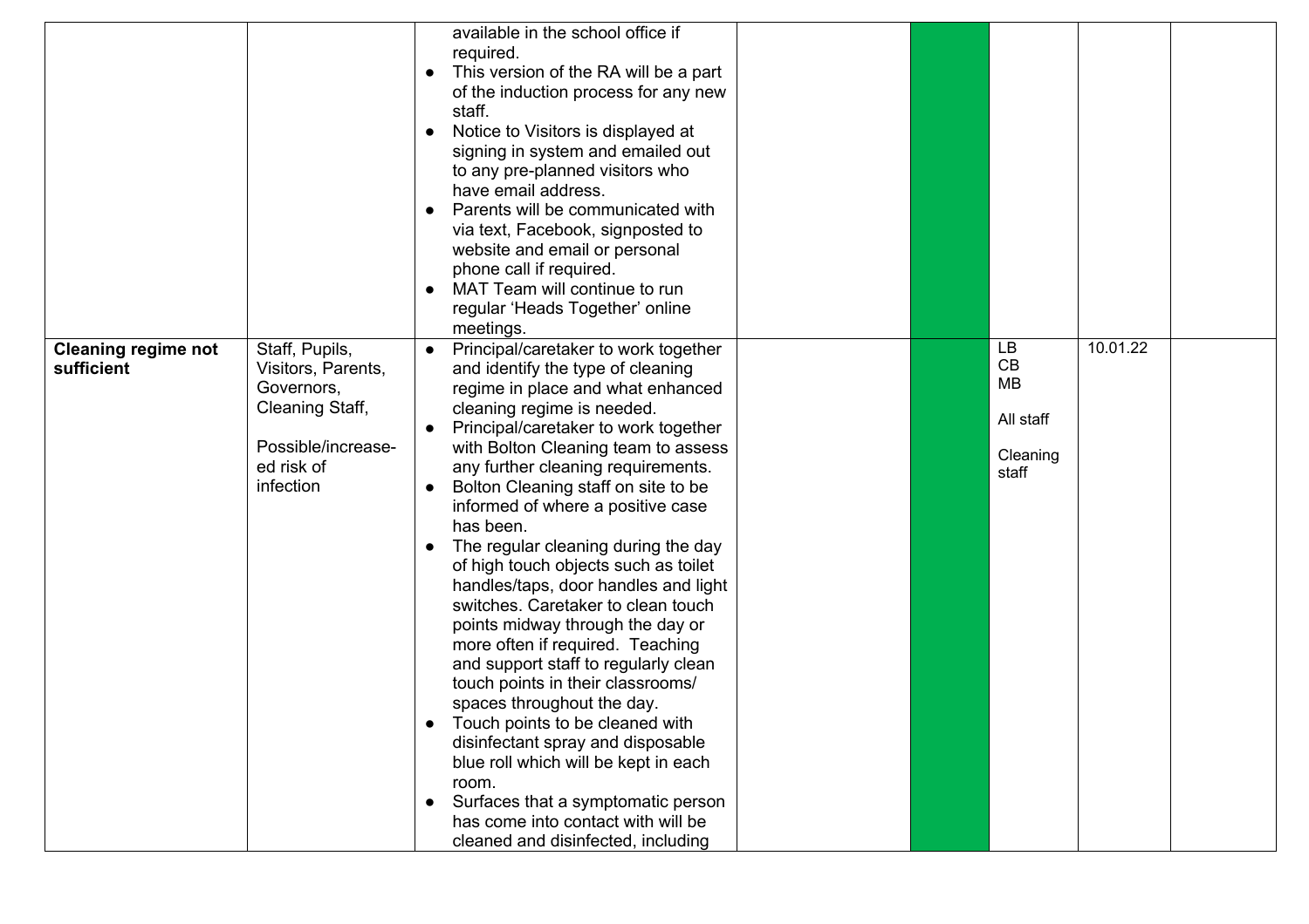| | | | | | | | |
|---|---|---|---|---|---|---|---|
| | | available in the school office if required.<br>● This version of the RA will be a part of the induction process for any new staff.<br>● Notice to Visitors is displayed at signing in system and emailed out to any pre-planned visitors who have email address.<br>● Parents will be communicated with via text, Facebook, signposted to website and email or personal phone call if required.<br>● MAT Team will continue to run regular 'Heads Together' online meetings. | | | | | |
| **Cleaning regime not sufficient** | Staff, Pupils, Visitors, Parents, Governors, Cleaning Staff,<br><br>Possible/increase-ed risk of infection | ● Principal/caretaker to work together and identify the type of cleaning regime in place and what enhanced cleaning regime is needed.<br>● Principal/caretaker to work together with Bolton Cleaning team to assess any further cleaning requirements.<br>● Bolton Cleaning staff on site to be informed of where a positive case has been.<br>● The regular cleaning during the day of high touch objects such as toilet handles/taps, door handles and light switches. Caretaker to clean touch points midway through the day or more often if required. Teaching and support staff to regularly clean touch points in their classrooms/ spaces throughout the day.<br>● Touch points to be cleaned with disinfectant spray and disposable blue roll which will be kept in each room.<br>● Surfaces that a symptomatic person has come into contact with will be cleaned and disinfected, including | | | LB<br>CB<br>MB<br><br>All staff<br><br>Cleaning staff | 10.01.22 | |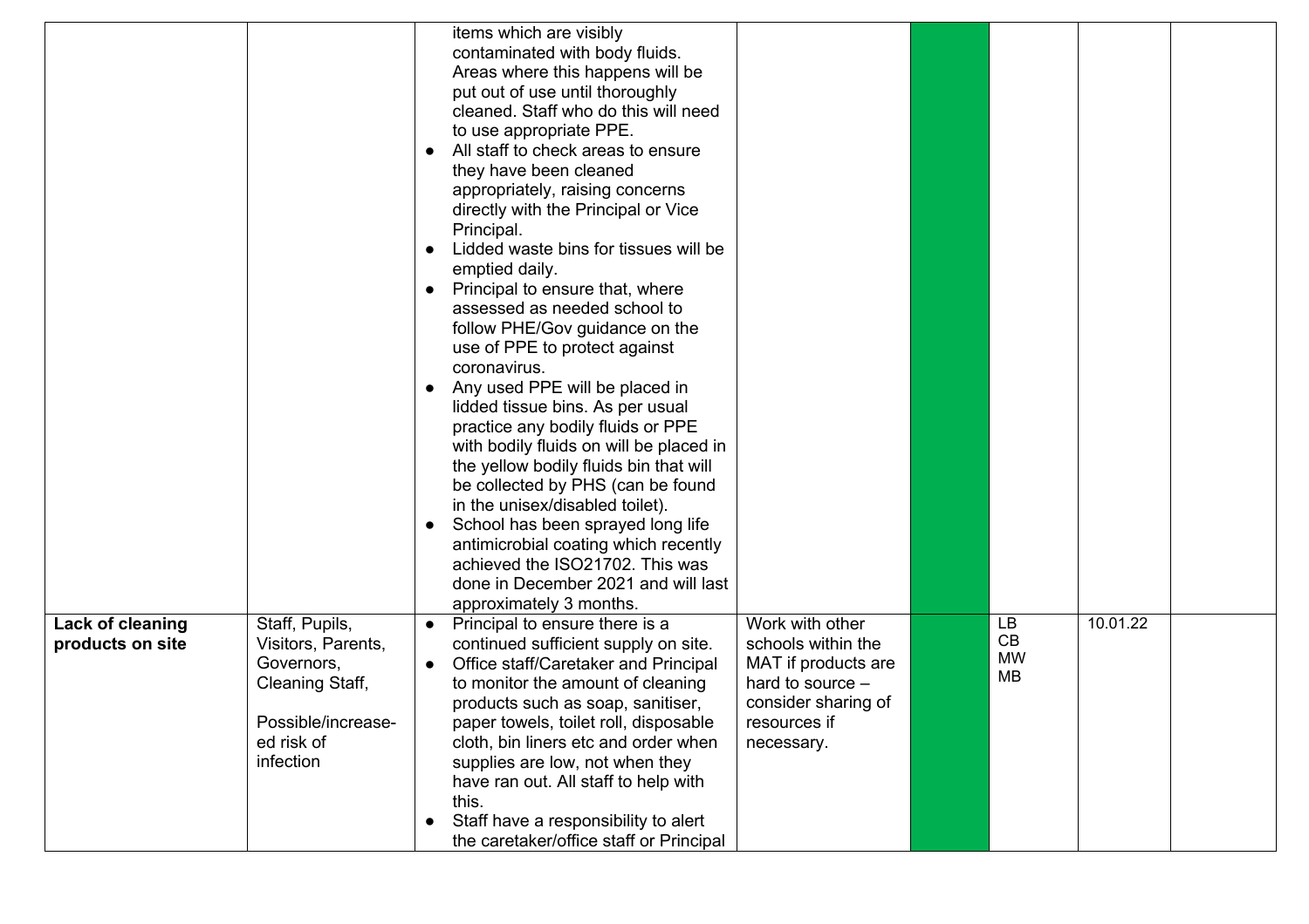| | | | | | | | |
|---|---|---|---|---|---|---|---|
| | | items which are visibly contaminated with body fluids. Areas where this happens will be put out of use until thoroughly cleaned. Staff who do this will need to use appropriate PPE.<br>● All staff to check areas to ensure they have been cleaned appropriately, raising concerns directly with the Principal or Vice Principal.<br>● Lidded waste bins for tissues will be emptied daily.<br>● Principal to ensure that, where assessed as needed school to follow PHE/Gov guidance on the use of PPE to protect against coronavirus.<br>● Any used PPE will be placed in lidded tissue bins. As per usual practice any bodily fluids or PPE with bodily fluids on will be placed in the yellow bodily fluids bin that will be collected by PHS (can be found in the unisex/disabled toilet).<br>● School has been sprayed long life antimicrobial coating which recently achieved the ISO21702. This was done in December 2021 and will last approximately 3 months. | | | | | |
| **Lack of cleaning products on site** | Staff, Pupils, Visitors, Parents, Governors, Cleaning Staff,<br><br>Possible/increase-ed risk of infection | ● Principal to ensure there is a continued sufficient supply on site.<br>● Office staff/Caretaker and Principal to monitor the amount of cleaning products such as soap, sanitiser, paper towels, toilet roll, disposable cloth, bin liners etc and order when supplies are low, not when they have ran out. All staff to help with this.<br>● Staff have a responsibility to alert the caretaker/office staff or Principal | Work with other schools within the MAT if products are hard to source – consider sharing of resources if necessary. | | LB<br>CB<br>MW<br>MB | 10.01.22 | |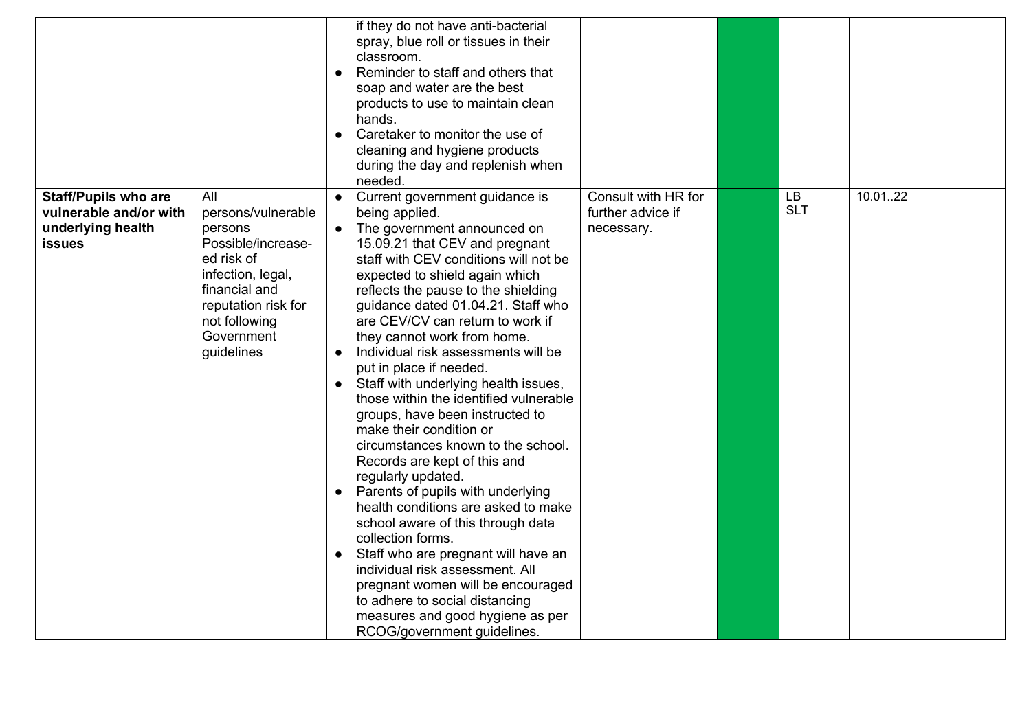| | | | | | | | |
|---|---|---|---|---|---|---|---|
| | | if they do not have anti-bacterial spray, blue roll or tissues in their classroom.<br>● Reminder to staff and others that soap and water are the best products to use to maintain clean hands.<br>● Caretaker to monitor the use of cleaning and hygiene products during the day and replenish when needed. | | | | | |
| **Staff/Pupils who are vulnerable and/or with underlying health issues** | All persons/vulnerable persons Possible/increase-ed risk of infection, legal, financial and reputation risk for not following Government guidelines | ● Current government guidance is being applied.<br>● The government announced on 15.09.21 that CEV and pregnant staff with CEV conditions will not be expected to shield again which reflects the pause to the shielding guidance dated 01.04.21. Staff who are CEV/CV can return to work if they cannot work from home.<br>● Individual risk assessments will be put in place if needed.<br>● Staff with underlying health issues, those within the identified vulnerable groups, have been instructed to make their condition or circumstances known to the school. Records are kept of this and regularly updated.<br>● Parents of pupils with underlying health conditions are asked to make school aware of this through data collection forms.<br>● Staff who are pregnant will have an individual risk assessment. All pregnant women will be encouraged to adhere to social distancing measures and good hygiene as per RCOG/government guidelines. | Consult with HR for further advice if necessary. | | LB SLT | 10.01..22 | |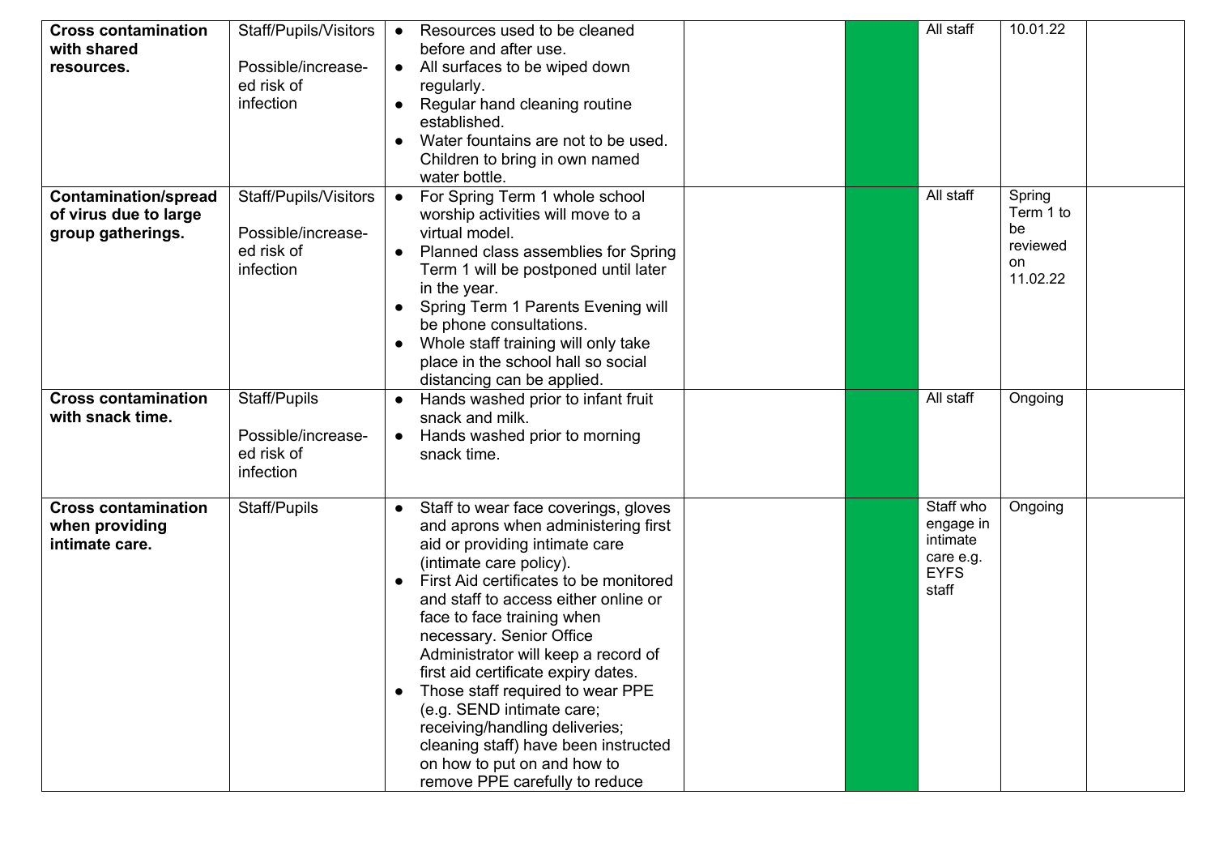| | | | | | | | |
|---|---|---|---|---|---|---|---|
| **Cross contamination with shared resources.** | Staff/Pupils/Visitors<br><br>Possible/increase-ed risk of infection | • Resources used to be cleaned before and after use.<br>• All surfaces to be wiped down regularly.<br>• Regular hand cleaning routine established.<br>• Water fountains are not to be used. Children to bring in own named water bottle. | | | All staff | 10.01.22 | |
| **Contamination/spread of virus due to large group gatherings.** | Staff/Pupils/Visitors<br><br>Possible/increase-ed risk of infection | • For Spring Term 1 whole school worship activities will move to a virtual model.<br>• Planned class assemblies for Spring Term 1 will be postponed until later in the year.<br>• Spring Term 1 Parents Evening will be phone consultations.<br>• Whole staff training will only take place in the school hall so social distancing can be applied. | | | All staff | Spring Term 1 to be reviewed on 11.02.22 | |
| **Cross contamination with snack time.** | Staff/Pupils<br><br>Possible/increase-ed risk of infection | • Hands washed prior to infant fruit snack and milk.<br>• Hands washed prior to morning snack time. | | | All staff | Ongoing | |
| **Cross contamination when providing intimate care.** | Staff/Pupils | • Staff to wear face coverings, gloves and aprons when administering first aid or providing intimate care (intimate care policy).<br>• First Aid certificates to be monitored and staff to access either online or face to face training when necessary. Senior Office Administrator will keep a record of first aid certificate expiry dates.<br>• Those staff required to wear PPE (e.g. SEND intimate care; receiving/handling deliveries; cleaning staff) have been instructed on how to put on and how to remove PPE carefully to reduce | | | Staff who engage in intimate care e.g. EYFS staff | Ongoing | |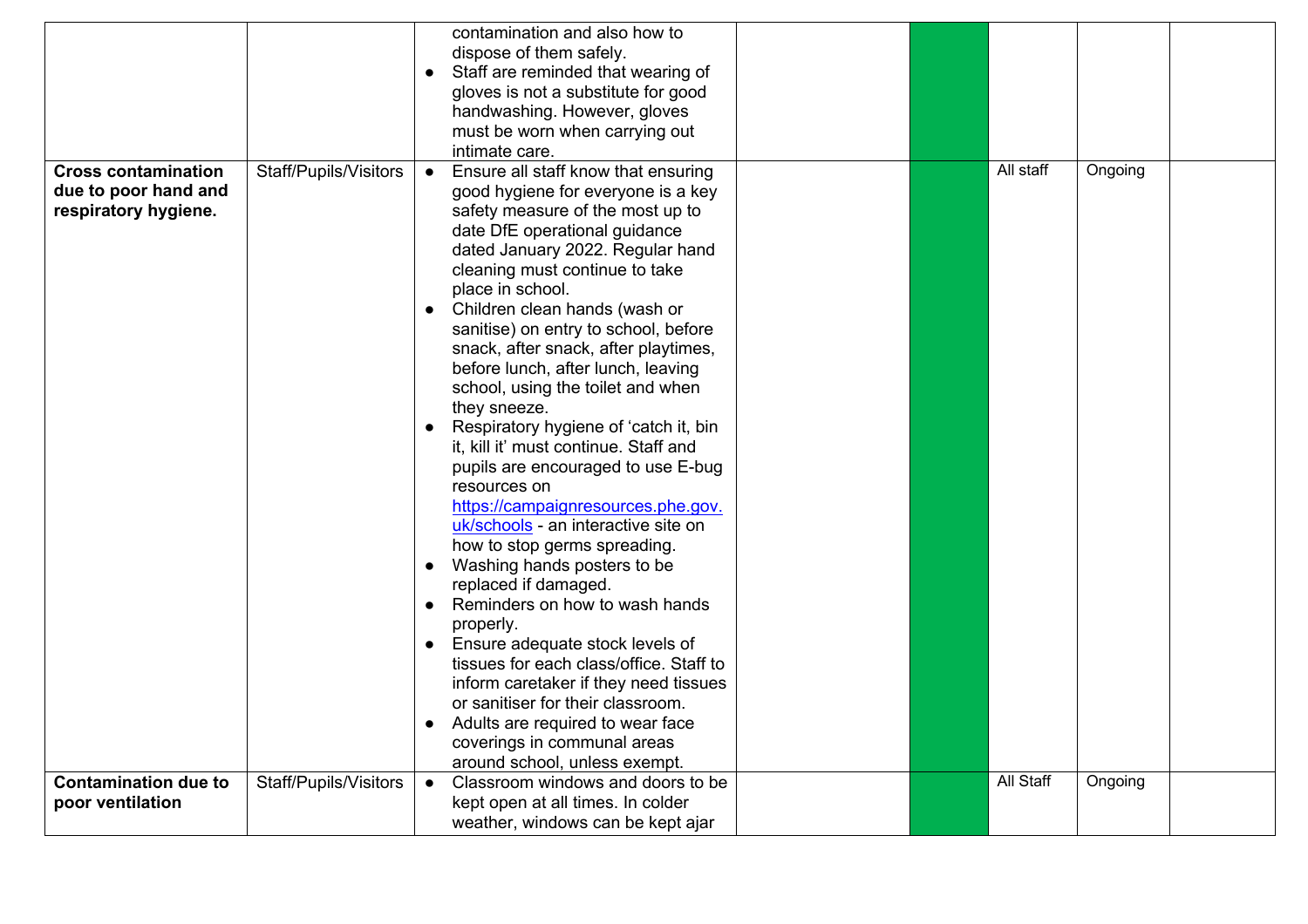| | | | | | | | |
|---|---|---|---|---|---|---|---|
| | | contamination and also how to dispose of them safely.<br>● Staff are reminded that wearing of gloves is not a substitute for good handwashing. However, gloves must be worn when carrying out intimate care. | | | | | |
| **Cross contamination due to poor hand and respiratory hygiene.** | Staff/Pupils/Visitors | ● Ensure all staff know that ensuring good hygiene for everyone is a key safety measure of the most up to date DfE operational guidance dated January 2022. Regular hand cleaning must continue to take place in school.<br>● Children clean hands (wash or sanitise) on entry to school, before snack, after snack, after playtimes, before lunch, after lunch, leaving school, using the toilet and when they sneeze.<br>● Respiratory hygiene of 'catch it, bin it, kill it' must continue. Staff and pupils are encouraged to use E-bug resources on [https://campaignresources.phe.gov.uk/schools](https://campaignresources.phe.gov.uk/schools) - an interactive site on how to stop germs spreading.<br>● Washing hands posters to be replaced if damaged.<br>● Reminders on how to wash hands properly.<br>● Ensure adequate stock levels of tissues for each class/office. Staff to inform caretaker if they need tissues or sanitiser for their classroom.<br>● Adults are required to wear face coverings in communal areas around school, unless exempt. | | | All staff | Ongoing | |
| **Contamination due to poor ventilation** | Staff/Pupils/Visitors | ● Classroom windows and doors to be kept open at all times. In colder weather, windows can be kept ajar | | | All Staff | Ongoing | |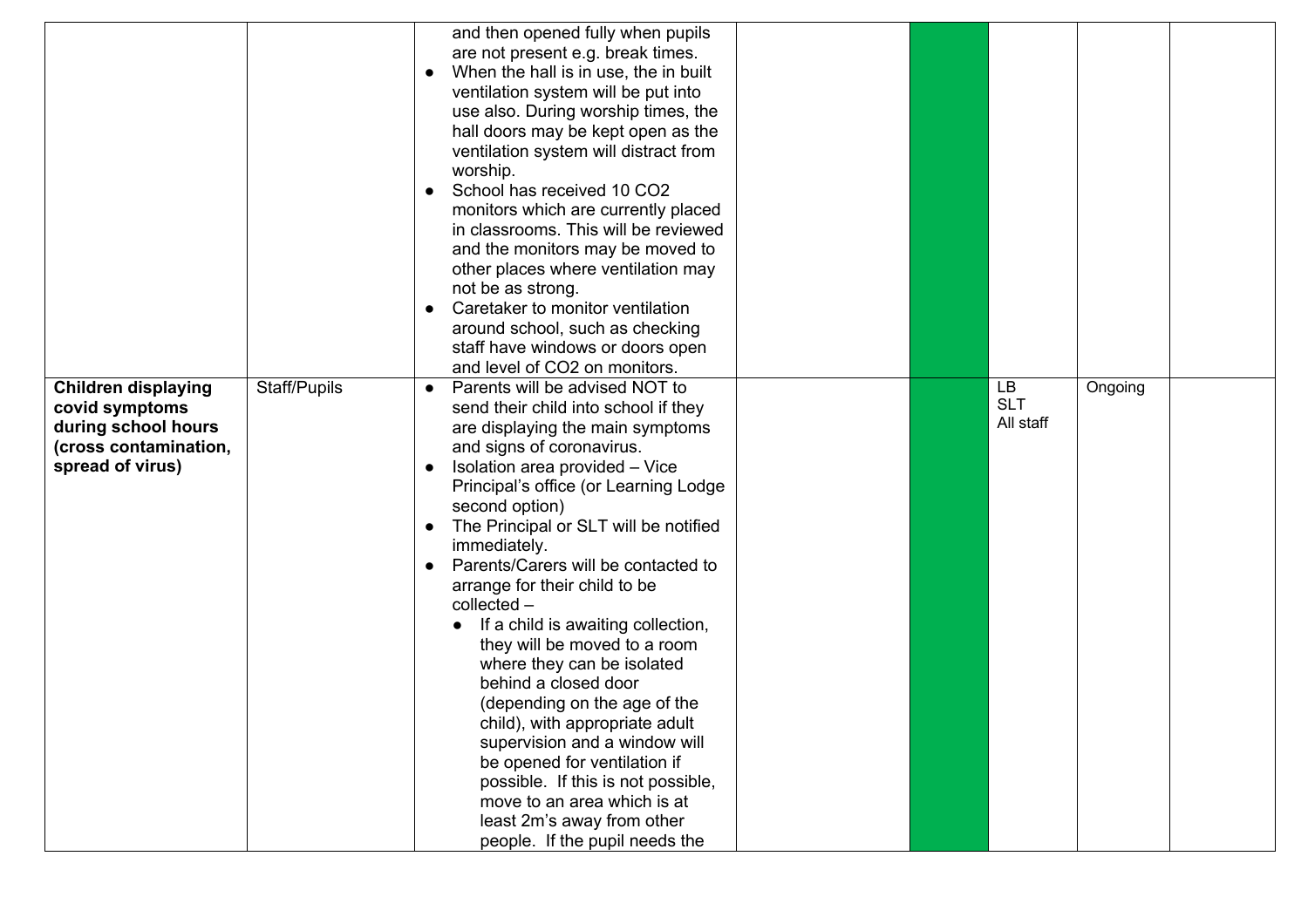| | | | | | | | |
|---|---|---|---|---|---|---|---|
| | | and then opened fully when pupils are not present e.g. break times.<br>● When the hall is in use, the in built ventilation system will be put into use also. During worship times, the hall doors may be kept open as the ventilation system will distract from worship.<br>● School has received 10 CO2 monitors which are currently placed in classrooms. This will be reviewed and the monitors may be moved to other places where ventilation may not be as strong.<br>● Caretaker to monitor ventilation around school, such as checking staff have windows or doors open and level of CO2 on monitors. | | | | | |
| **Children displaying covid symptoms during school hours (cross contamination, spread of virus)** | Staff/Pupils | ● Parents will be advised NOT to send their child into school if they are displaying the main symptoms and signs of coronavirus.<br>● Isolation area provided – Vice Principal's office (or Learning Lodge second option)<br>● The Principal or SLT will be notified immediately.<br>● Parents/Carers will be contacted to arrange for their child to be collected –<br>&nbsp;&nbsp;&nbsp;&nbsp;● If a child is awaiting collection, they will be moved to a room where they can be isolated behind a closed door (depending on the age of the child), with appropriate adult supervision and a window will be opened for ventilation if possible. If this is not possible, move to an area which is at least 2m's away from other people. If the pupil needs the | | | LB<br>SLT<br>All staff | Ongoing | |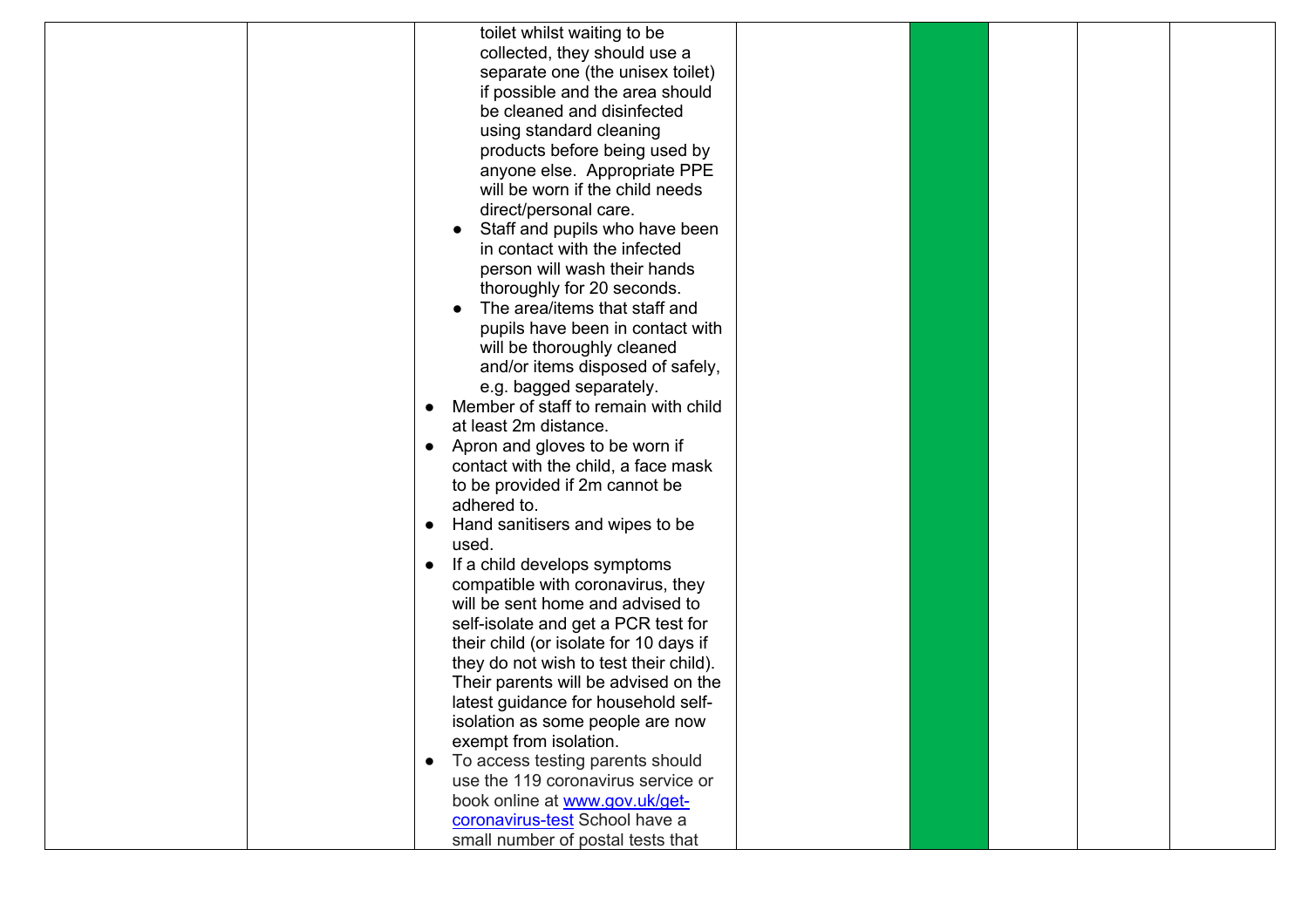| | | | | | | | |
|---|---|---|---|---|---|---|---|
| | | toilet whilst waiting to be collected, they should use a separate one (the unisex toilet) if possible and the area should be cleaned and disinfected using standard cleaning products before being used by anyone else. Appropriate PPE will be worn if the child needs direct/personal care.<br>● Staff and pupils who have been in contact with the infected person will wash their hands thoroughly for 20 seconds.<br>● The area/items that staff and pupils have been in contact with will be thoroughly cleaned and/or items disposed of safely, e.g. bagged separately.<br>● Member of staff to remain with child at least 2m distance.<br>● Apron and gloves to be worn if contact with the child, a face mask to be provided if 2m cannot be adhered to.<br>● Hand sanitisers and wipes to be used.<br>● If a child develops symptoms compatible with coronavirus, they will be sent home and advised to self-isolate and get a PCR test for their child (or isolate for 10 days if they do not wish to test their child). Their parents will be advised on the latest guidance for household self-isolation as some people are now exempt from isolation.<br>● To access testing parents should use the 119 coronavirus service or book online at [www.gov.uk/get-coronavirus-test](http://www.gov.uk/get-coronavirus-test) School have a small number of postal tests that | | | | | |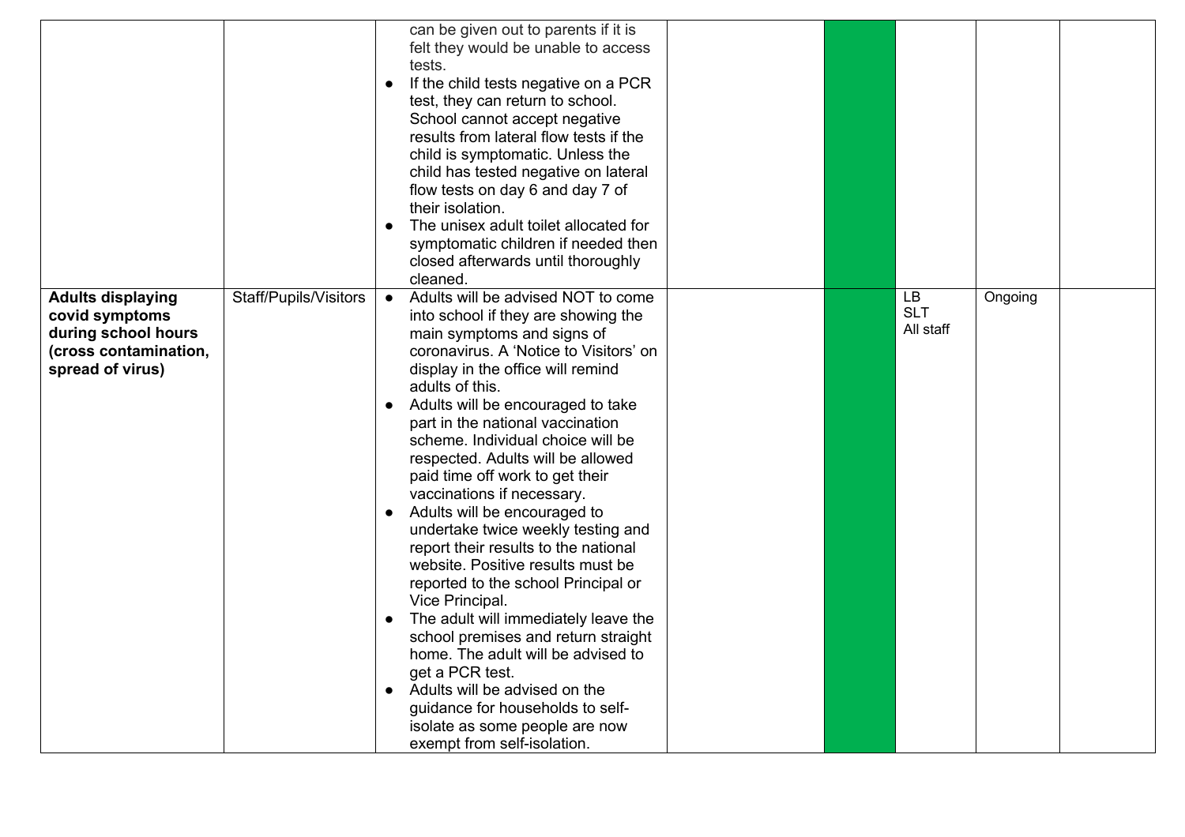| | | | | | | | |
|---|---|---|---|---|---|---|---|
| | | can be given out to parents if it is felt they would be unable to access tests.<br>● If the child tests negative on a PCR test, they can return to school. School cannot accept negative results from lateral flow tests if the child is symptomatic. Unless the child has tested negative on lateral flow tests on day 6 and day 7 of their isolation.<br>● The unisex adult toilet allocated for symptomatic children if needed then closed afterwards until thoroughly cleaned. | | | | | |
| **Adults displaying covid symptoms during school hours (cross contamination, spread of virus)** | Staff/Pupils/Visitors | ● Adults will be advised NOT to come into school if they are showing the main symptoms and signs of coronavirus. A 'Notice to Visitors' on display in the office will remind adults of this.<br>● Adults will be encouraged to take part in the national vaccination scheme. Individual choice will be respected. Adults will be allowed paid time off work to get their vaccinations if necessary.<br>● Adults will be encouraged to undertake twice weekly testing and report their results to the national website. Positive results must be reported to the school Principal or Vice Principal.<br>● The adult will immediately leave the school premises and return straight home. The adult will be advised to get a PCR test.<br>● Adults will be advised on the guidance for households to self-isolate as some people are now exempt from self-isolation. | | | LB<br>SLT<br>All staff | Ongoing | |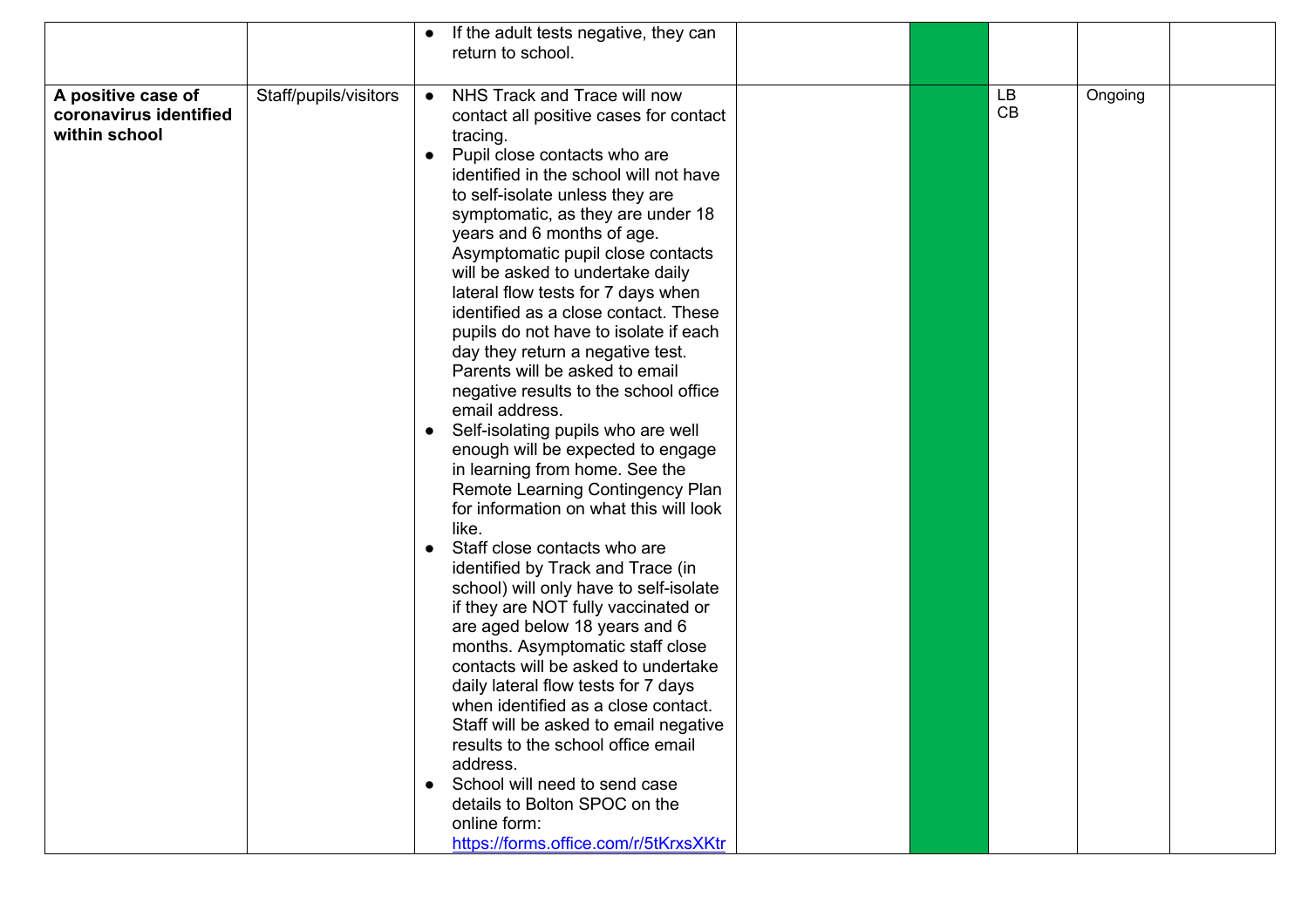| | | | | | | | |
|---|---|---|---|---|---|---|---|
| | | • If the adult tests negative, they can return to school. | | | | | |
| **A positive case of coronavirus identified within school** | Staff/pupils/visitors | • NHS Track and Trace will now contact all positive cases for contact tracing.<br>• Pupil close contacts who are identified in the school will not have to self-isolate unless they are symptomatic, as they are under 18 years and 6 months of age. Asymptomatic pupil close contacts will be asked to undertake daily lateral flow tests for 7 days when identified as a close contact. These pupils do not have to isolate if each day they return a negative test. Parents will be asked to email negative results to the school office email address.<br>• Self-isolating pupils who are well enough will be expected to engage in learning from home. See the Remote Learning Contingency Plan for information on what this will look like.<br>• Staff close contacts who are identified by Track and Trace (in school) will only have to self-isolate if they are NOT fully vaccinated or are aged below 18 years and 6 months. Asymptomatic staff close contacts will be asked to undertake daily lateral flow tests for 7 days when identified as a close contact. Staff will be asked to email negative results to the school office email address.<br>• School will need to send case details to Bolton SPOC on the online form: https://forms.office.com/r/5tKrxsXKtr | | | LB<br>CB | Ongoing | |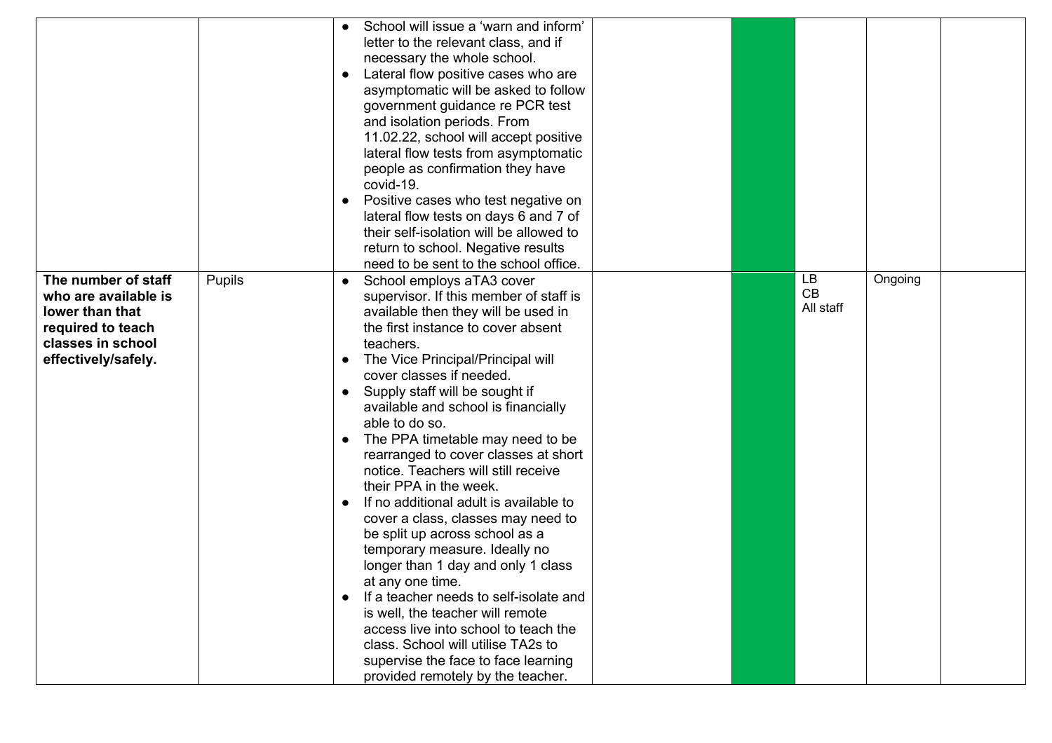| | | | | | | | |
|---|---|---|---|---|---|---|---|
| | | • School will issue a 'warn and inform' letter to the relevant class, and if necessary the whole school.<br>• Lateral flow positive cases who are asymptomatic will be asked to follow government guidance re PCR test and isolation periods. From 11.02.22, school will accept positive lateral flow tests from asymptomatic people as confirmation they have covid-19.<br>• Positive cases who test negative on lateral flow tests on days 6 and 7 of their self-isolation will be allowed to return to school. Negative results need to be sent to the school office. | | | | | |
| **The number of staff who are available is lower than that required to teach classes in school effectively/safely.** | Pupils | • School employs aTA3 cover supervisor. If this member of staff is available then they will be used in the first instance to cover absent teachers.<br>• The Vice Principal/Principal will cover classes if needed.<br>• Supply staff will be sought if available and school is financially able to do so.<br>• The PPA timetable may need to be rearranged to cover classes at short notice. Teachers will still receive their PPA in the week.<br>• If no additional adult is available to cover a class, classes may need to be split up across school as a temporary measure. Ideally no longer than 1 day and only 1 class at any one time.<br>• If a teacher needs to self-isolate and is well, the teacher will remote access live into school to teach the class. School will utilise TA2s to supervise the face to face learning provided remotely by the teacher. | | | LB<br>CB<br>All staff | Ongoing | |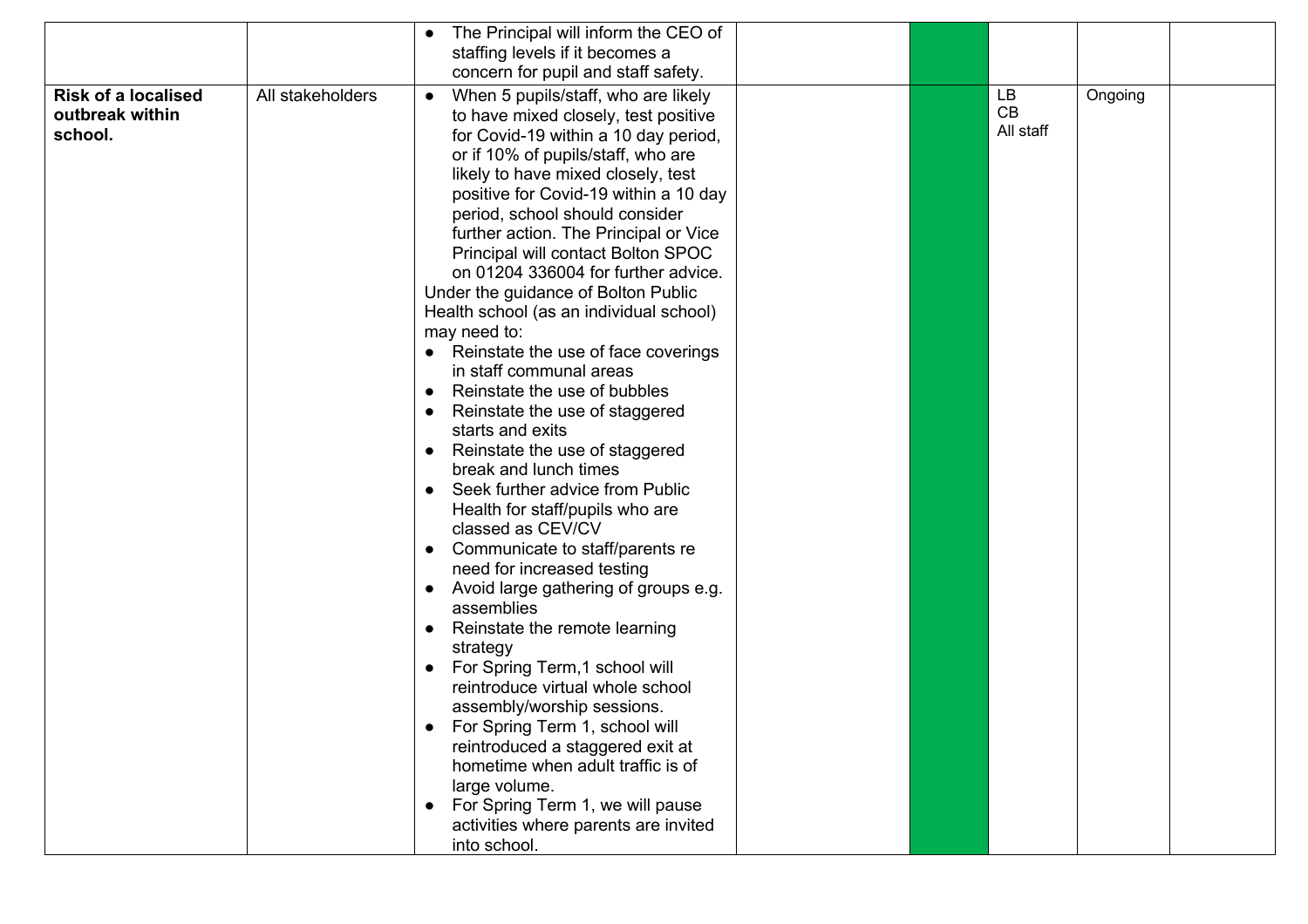| | | | | | | | |
|---|---|---|---|---|---|---|---|
| | | • The Principal will inform the CEO of staffing levels if it becomes a concern for pupil and staff safety. | | | | | |
| **Risk of a localised outbreak within school.** | All stakeholders | • When 5 pupils/staff, who are likely to have mixed closely, test positive for Covid-19 within a 10 day period, or if 10% of pupils/staff, who are likely to have mixed closely, test positive for Covid-19 within a 10 day period, school should consider further action. The Principal or Vice Principal will contact Bolton SPOC on 01204 336004 for further advice.<br>Under the guidance of Bolton Public Health school (as an individual school) may need to:<br>• Reinstate the use of face coverings in staff communal areas<br>• Reinstate the use of bubbles<br>• Reinstate the use of staggered starts and exits<br>• Reinstate the use of staggered break and lunch times<br>• Seek further advice from Public Health for staff/pupils who are classed as CEV/CV<br>• Communicate to staff/parents re need for increased testing<br>• Avoid large gathering of groups e.g. assemblies<br>• Reinstate the remote learning strategy<br>• For Spring Term,1 school will reintroduce virtual whole school assembly/worship sessions.<br>• For Spring Term 1, school will reintroduced a staggered exit at hometime when adult traffic is of large volume.<br>• For Spring Term 1, we will pause activities where parents are invited into school. | | | LB<br>CB<br>All staff | Ongoing | |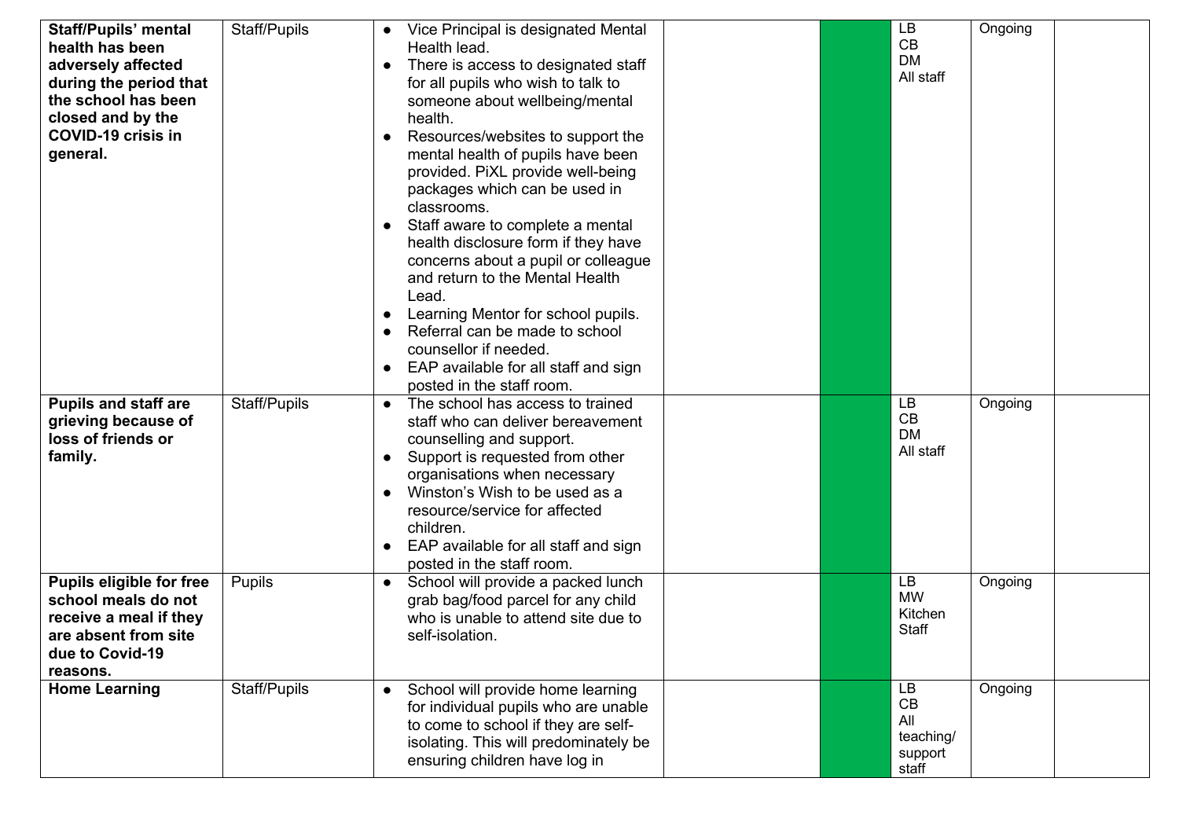| | | | | | | | |
|---|---|---|---|---|---|---|---|
| **Staff/Pupils' mental health has been adversely affected during the period that the school has been closed and by the COVID-19 crisis in general.** | Staff/Pupils | • Vice Principal is designated Mental Health lead.<br>• There is access to designated staff for all pupils who wish to talk to someone about wellbeing/mental health.<br>• Resources/websites to support the mental health of pupils have been provided. PiXL provide well-being packages which can be used in classrooms.<br>• Staff aware to complete a mental health disclosure form if they have concerns about a pupil or colleague and return to the Mental Health Lead.<br>• Learning Mentor for school pupils.<br>• Referral can be made to school counsellor if needed.<br>• EAP available for all staff and sign posted in the staff room. | | | LB<br>CB<br>DM<br>All staff | Ongoing | |
| **Pupils and staff are grieving because of loss of friends or family.** | Staff/Pupils | • The school has access to trained staff who can deliver bereavement counselling and support.<br>• Support is requested from other organisations when necessary<br>• Winston's Wish to be used as a resource/service for affected children.<br>• EAP available for all staff and sign posted in the staff room. | | | LB<br>CB<br>DM<br>All staff | Ongoing | |
| **Pupils eligible for free school meals do not receive a meal if they are absent from site due to Covid-19 reasons.** | Pupils | • School will provide a packed lunch grab bag/food parcel for any child who is unable to attend site due to self-isolation. | | | LB<br>MW<br>Kitchen Staff | Ongoing | |
| **Home Learning** | Staff/Pupils | • School will provide home learning for individual pupils who are unable to come to school if they are self-isolating. This will predominately be ensuring children have log in | | | LB<br>CB<br>All teaching/ support staff | Ongoing | |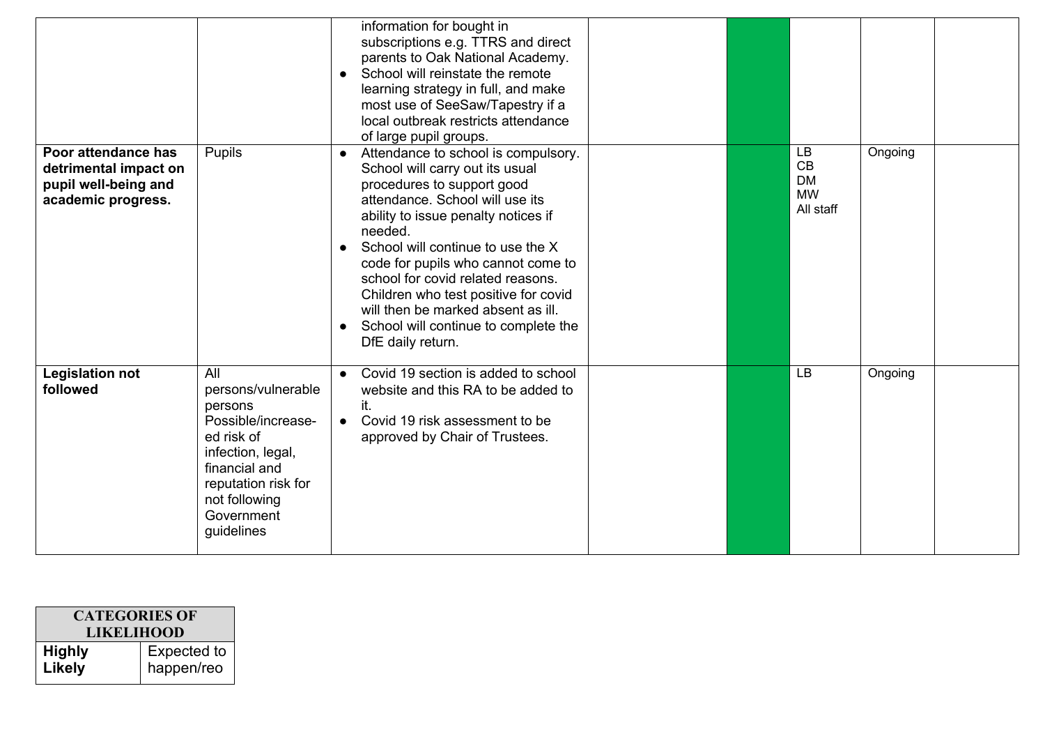| | | | | | | | |
|---|---|---|---|---|---|---|---|
| | | information for bought in subscriptions e.g. TTRS and direct parents to Oak National Academy.<br>● School will reinstate the remote learning strategy in full, and make most use of SeeSaw/Tapestry if a local outbreak restricts attendance of large pupil groups. | | | | | |
| **Poor attendance has detrimental impact on pupil well-being and academic progress.** | Pupils | ● Attendance to school is compulsory. School will carry out its usual procedures to support good attendance. School will use its ability to issue penalty notices if needed.<br>● School will continue to use the X code for pupils who cannot come to school for covid related reasons. Children who test positive for covid will then be marked absent as ill.<br>● School will continue to complete the DfE daily return. | | | LB<br>CB<br>DM<br>MW<br>All staff | Ongoing | |
| **Legislation not followed** | All persons/vulnerable persons Possible/increase-ed risk of infection, legal, financial and reputation risk for not following Government guidelines | ● Covid 19 section is added to school website and this RA to be added to it.<br>● Covid 19 risk assessment to be approved by Chair of Trustees. | | | LB | Ongoing | |

| **CATEGORIES OF LIKELIHOOD** | |
|---|---|
| **Highly Likely** | Expected to happen/reo |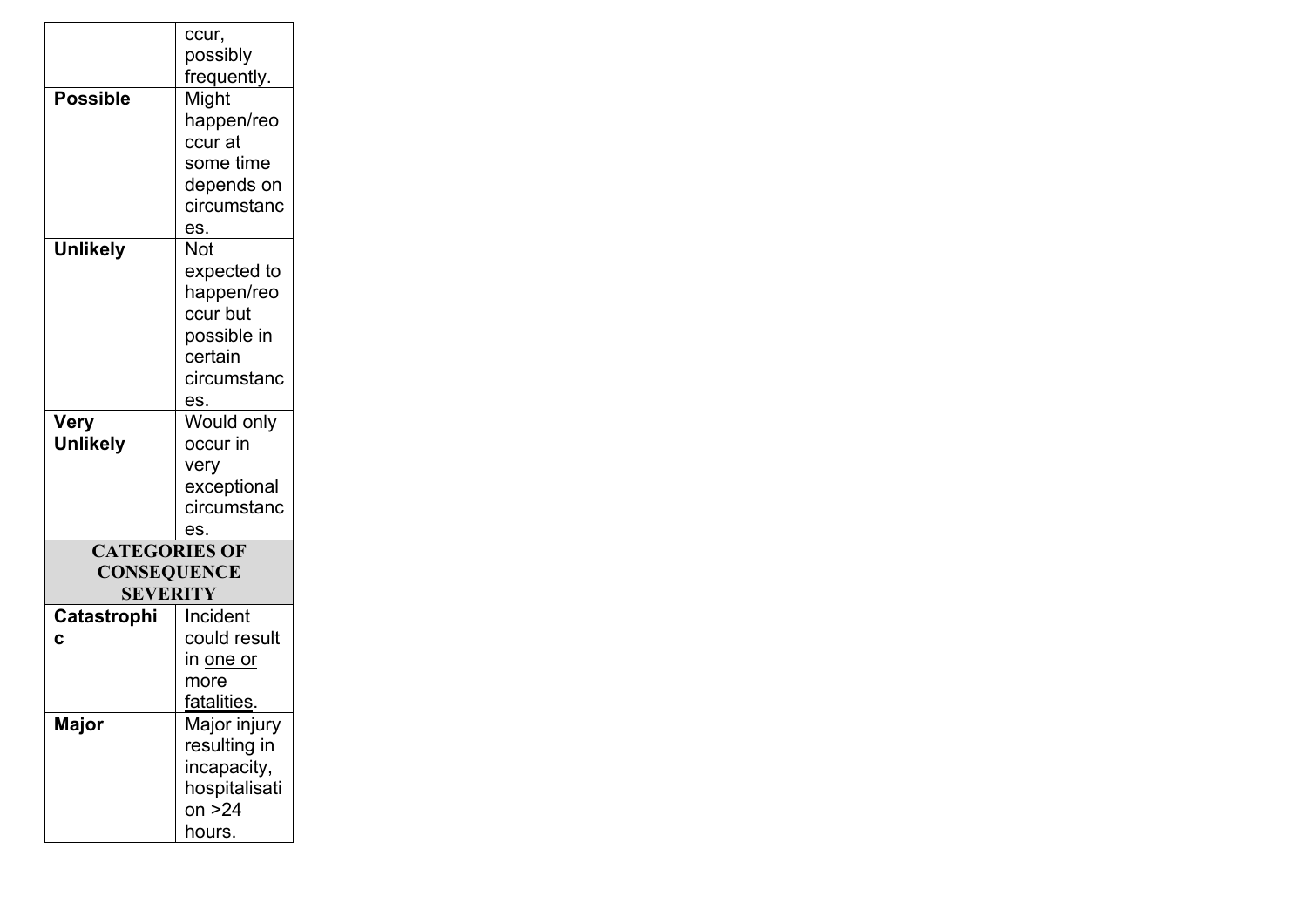| | |
|---|---|
| | ccur, possibly frequently. |
| **Possible** | Might happen/reoccur at some time depends on circumstances. |
| **Unlikely** | Not expected to happen/reoccur but possible in certain circumstances. |
| **Very Unlikely** | Would only occur in very exceptional circumstances. |
| **CATEGORIES OF CONSEQUENCE SEVERITY** | |
| **Catastrophic** | Incident could result in one or more fatalities. |
| **Major** | Major injury resulting in incapacity, hospitalisation >24 hours. |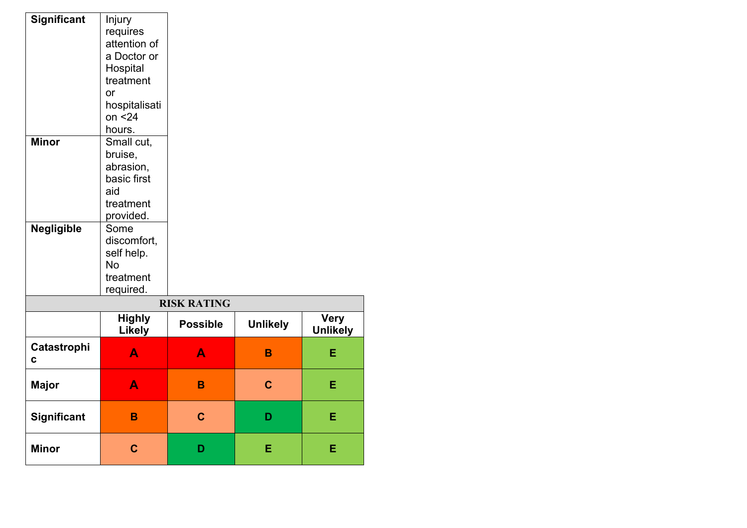| | |
|---|---|
| **Significant** | Injury requires attention of a Doctor or Hospital treatment or hospitalisation <24 hours. |
| **Minor** | Small cut, bruise, abrasion, basic first aid treatment provided. |
| **Negligible** | Some discomfort, self help. No treatment required. |

**RISK RATING**

| | Highly Likely | Possible | Unlikely | Very Unlikely |
|---|---|---|---|---|
| **Catastrophic** | A | A | B | E |
| **Major** | A | B | C | E |
| **Significant** | B | C | D | E |
| **Minor** | C | D | E | E |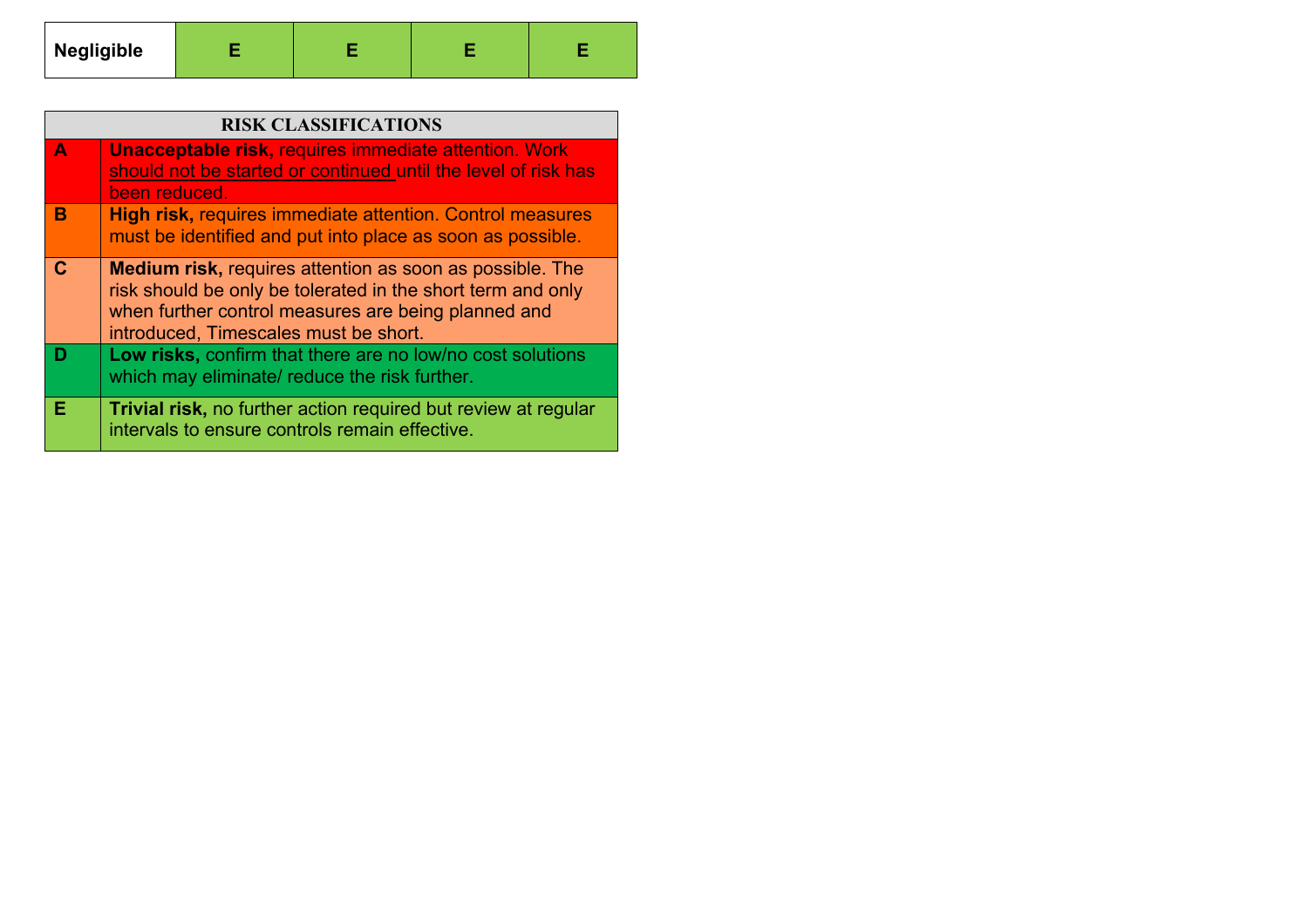| | | | | |
|---|---|---|---|---|
| **Negligible** | E | E | E | E |

| RISK CLASSIFICATIONS | |
|---|---|
| **A** | **Unacceptable risk,** requires immediate attention. Work should not be started or continued until the level of risk has been reduced. |
| **B** | **High risk,** requires immediate attention. Control measures must be identified and put into place as soon as possible. |
| **C** | **Medium risk,** requires attention as soon as possible. The risk should be only be tolerated in the short term and only when further control measures are being planned and introduced, Timescales must be short. |
| **D** | **Low risks,** confirm that there are no low/no cost solutions which may eliminate/ reduce the risk further. |
| **E** | **Trivial risk,** no further action required but review at regular intervals to ensure controls remain effective. |